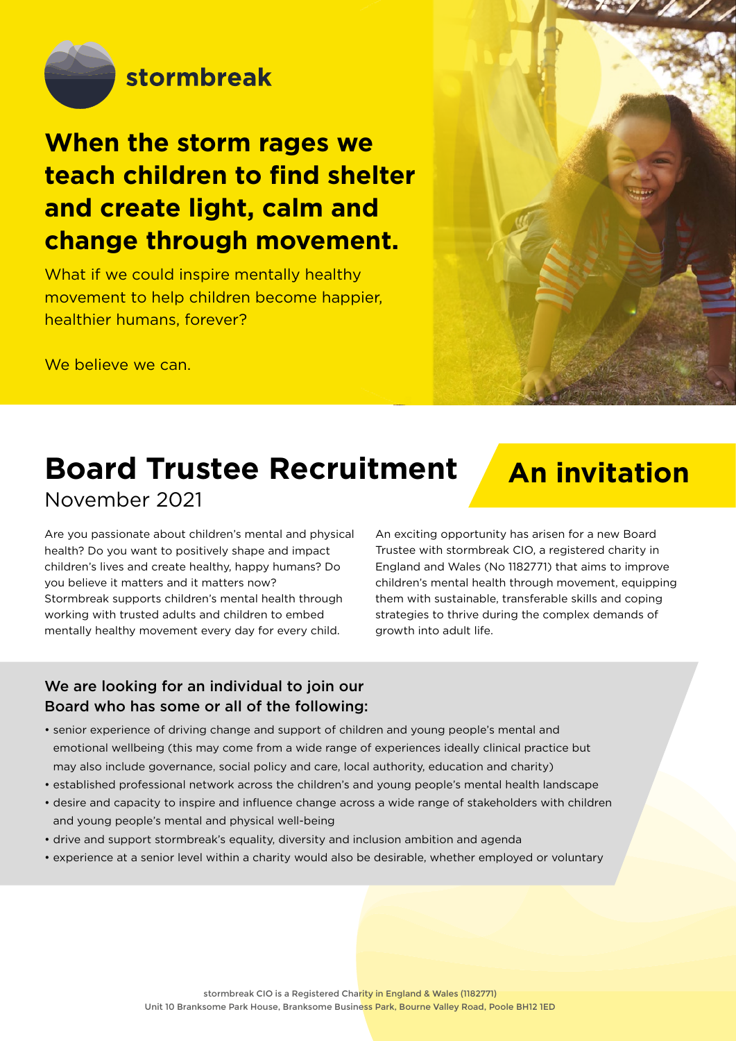stormbreak

# When the storm rages we teach children to find shelter and create light, calm and change through movement.

What if we could inspire mentally healthy movement to help children become happier, healthier humans, forever?

We believe we can.

## Board Trustee Recruitment

November 2021

## An invitation

Are you passionate about children's mental and physical health? Do you want to positively shape and impact children's lives and create healthy, happy humans? Do you believe it matters and it matters now? Stormbreak supports children's mental health through working with trusted adults and children to embed mentally healthy movement every day for every child.

An exciting opportunity has arisen for a new Board Trustee with stormbreak CIO, a registered charity in England and Wales (No 1182771) that aims to improve children's mental health through movement, equipping them with sustainable, transferable skills and coping strategies to thrive during the complex demands of growth into adult life.

### We are looking for an individual to join our Board who has some or all of the following:

- senior experience of driving change and support of children and young people's mental and emotional wellbeing (this may come from a wide range of experiences ideally clinical practice but may also include governance, social policy and care, local authority, education and charity)
- established professional network across the children's and young people's mental health landscape
- desire and capacity to inspire and influence change across a wide range of stakeholders with children and young people's mental and physical well-being
- drive and support stormbreak's equality, diversity and inclusion ambition and agenda
- experience at a senior level within a charity would also be desirable, whether employed or voluntary

stormbreak CIO is a Registered Charity in England & Wales (1182771)
Unit 10 Branksome Park House, Branksome Business Park, Bourne Valley Road, Poole BH12 1ED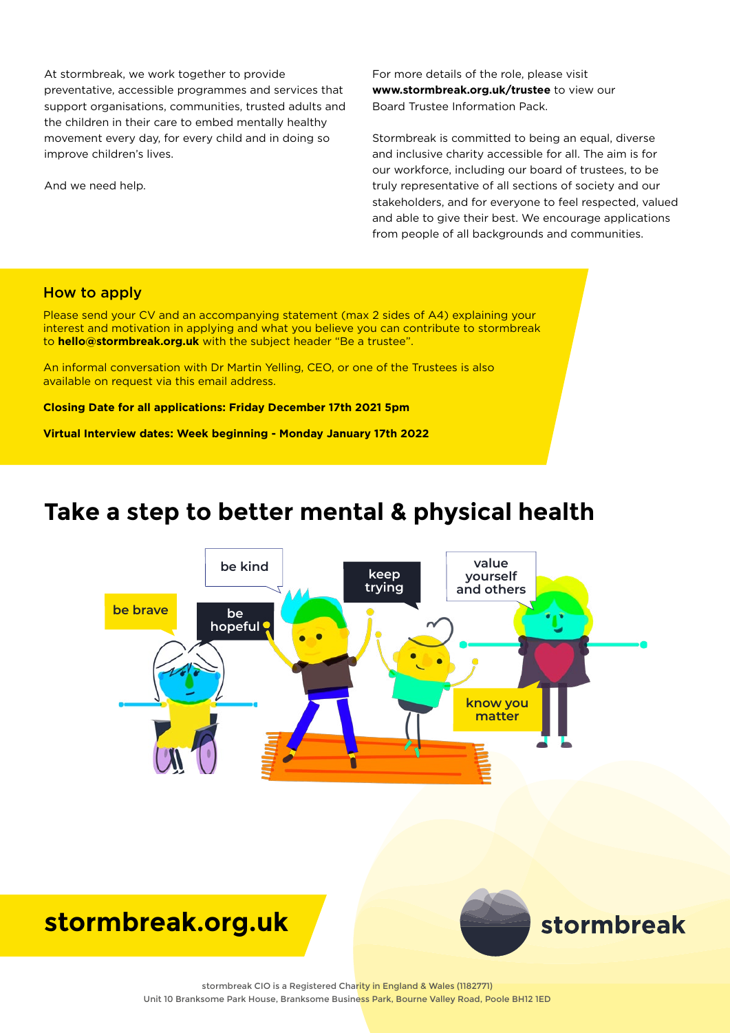At stormbreak, we work together to provide preventative, accessible programmes and services that support organisations, communities, trusted adults and the children in their care to embed mentally healthy movement every day, for every child and in doing so improve children's lives.

And we need help.

For more details of the role, please visit **www.stormbreak.org.uk/trustee** to view our Board Trustee Information Pack.

Stormbreak is committed to being an equal, diverse and inclusive charity accessible for all. The aim is for our workforce, including our board of trustees, to be truly representative of all sections of society and our stakeholders, and for everyone to feel respected, valued and able to give their best. We encourage applications from people of all backgrounds and communities.

## How to apply

Please send your CV and an accompanying statement (max 2 sides of A4) explaining your interest and motivation in applying and what you believe you can contribute to stormbreak to **hello@stormbreak.org.uk** with the subject header "Be a trustee".

An informal conversation with Dr Martin Yelling, CEO, or one of the Trustees is also available on request via this email address.

**Closing Date for all applications: Friday December 17th 2021 5pm**

**Virtual Interview dates: Week beginning - Monday January 17th 2022**

# Take a step to better mental & physical health

be brave

be kind

be hopeful

keep trying

value yourself and others

know you matter

## stormbreak.org.uk

stormbreak

stormbreak CIO is a Registered Charity in England & Wales (1182771)
Unit 10 Branksome Park House, Branksome Business Park, Bourne Valley Road, Poole BH12 1ED